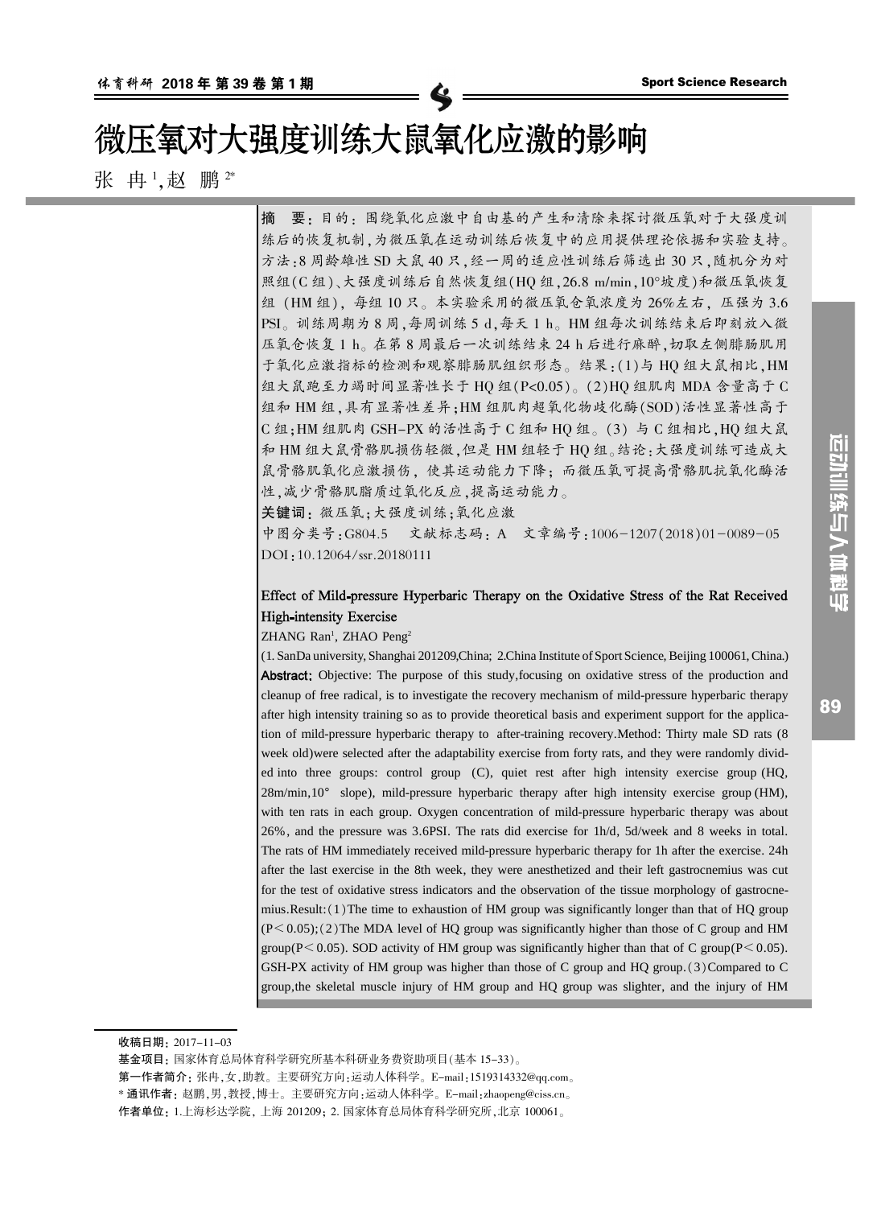# 微压氧对大强度训练大鼠氧化应激的影响

张 冉[1],赵 鹏[2*]

**摘 要**:目的:围绕氧化应激中自由基的产生和清除来探讨微压氧对于大强度训练后的恢复机制,为微压氧在运动训练后恢复中的应用提供理论依据和实验支持。方法:8周龄雄性SD大鼠40只,经一周的适应性训练后筛选出30只,随机分为对照组(C组)、大强度训练后自然恢复组(HQ组,26.8 m/min,10°坡度)和微压氧恢复组(HM组),每组10只。本实验采用的微压氧仓氧浓度为26%左右,压强为3.6 PSI。训练周期为8周,每周训练5 d,每天1 h。HM组每次训练结束后即刻放入微压氧仓恢复1 h。在第8周最后一次训练结束24 h后进行麻醉,切取左侧腓肠肌用于氧化应激指标的检测和观察腓肠肌组织形态。结果:(1)与HQ组大鼠相比,HM组大鼠跑至力竭时间显著性长于HQ组($P<0.05$)。(2)HQ组肌肉MDA含量高于C组和HM组,具有显著性差异;HM组肌肉超氧化物歧化酶(SOD)活性显著性高于C组;HM组肌肉GSH-PX的活性高于C组和HQ组。(3)与C组相比,HQ组大鼠和HM组大鼠骨骼肌损伤轻微,但是HM组轻于HQ组。结论:大强度训练可造成大鼠骨骼肌氧化应激损伤,使其运动能力下降;而微压氧可提高骨骼肌抗氧化酶活性,减少骨骼肌脂质过氧化反应,提高运动能力。

**关键词**:微压氧;大强度训练;氧化应激

中图分类号:G804.5　　文献标志码:A　文章编号:1006-1207(2018)01-0089-05

DOI:10.12064/ssr.20180111

## Effect of Mild-pressure Hyperbaric Therapy on the Oxidative Stress of the Rat Received High-intensity Exercise

ZHANG Ran[1], ZHAO Peng[2]

(1. SanDa university, Shanghai 201209,China; 2.China Institute of Sport Science, Beijing 100061, China.)

**Abstract:** Objective: The purpose of this study,focusing on oxidative stress of the production and cleanup of free radical, is to investigate the recovery mechanism of mild-pressure hyperbaric therapy after high intensity training so as to provide theoretical basis and experiment support for the application of mild-pressure hyperbaric therapy to after-training recovery.Method: Thirty male SD rats (8 week old)were selected after the adaptability exercise from forty rats, and they were randomly divided into three groups: control group (C), quiet rest after high intensity exercise group (HQ, 28m/min,10° slope), mild-pressure hyperbaric therapy after high intensity exercise group (HM), with ten rats in each group. Oxygen concentration of mild-pressure hyperbaric therapy was about 26%, and the pressure was 3.6PSI. The rats did exercise for 1h/d, 5d/week and 8 weeks in total. The rats of HM immediately received mild-pressure hyperbaric therapy for 1h after the exercise. 24h after the last exercise in the 8th week, they were anesthetized and their left gastrocnemius was cut for the test of oxidative stress indicators and the observation of the tissue morphology of gastrocnemius.Result:(1)The time to exhaustion of HM group was significantly longer than that of HQ group ($P<0.05$);(2)The MDA level of HQ group was significantly higher than those of C group and HM group($P<0.05$). SOD activity of HM group was significantly higher than that of C group($P<0.05$). GSH-PX activity of HM group was higher than those of C group and HQ group.(3)Compared to C group,the skeletal muscle injury of HM group and HQ group was slighter, and the injury of HM

---

**收稿日期**:2017-11-03

**基金项目**:国家体育总局体育科学研究所基本科研业务费资助项目(基本15-33)。

**第一作者简介**:张冉,女,助教。主要研究方向:运动人体科学。E-mail:1519314332@qq.com。

**\* 通讯作者**:赵鹏,男,教授,博士。主要研究方向:运动人体科学。E-mail:zhaopeng@ciss.cn。

**作者单位**:1.上海杉达学院,上海 201209;2. 国家体育总局体育科学研究所,北京 100061。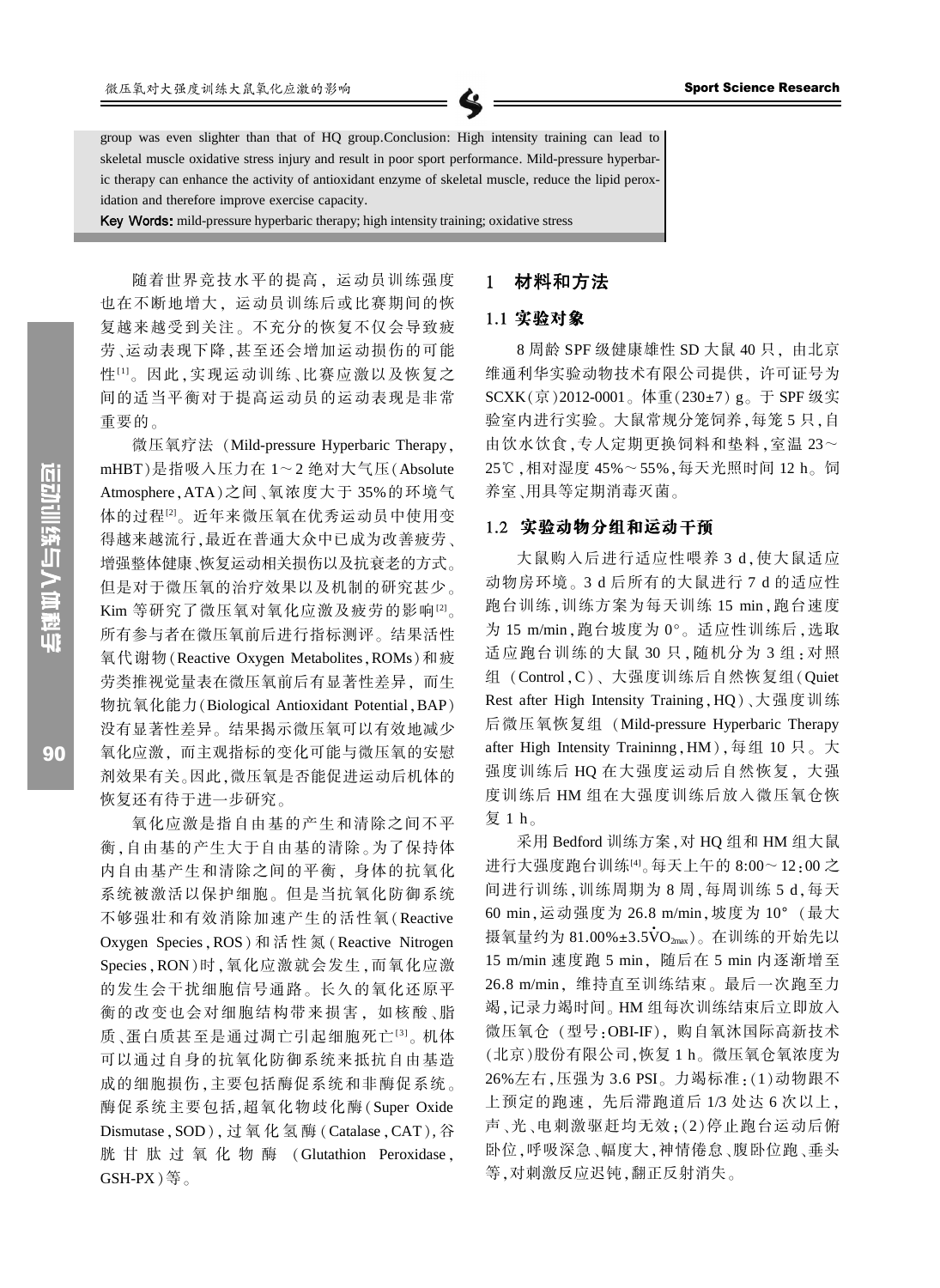group was even slighter than that of HQ group.Conclusion: High intensity training can lead to skeletal muscle oxidative stress injury and result in poor sport performance. Mild-pressure hyperbaric therapy can enhance the activity of antioxidant enzyme of skeletal muscle, reduce the lipid peroxidation and therefore improve exercise capacity.

**Key Words:** mild-pressure hyperbaric therapy; high intensity training; oxidative stress

随着世界竞技水平的提高，运动员训练强度也在不断地增大，运动员训练后或比赛期间的恢复越来越受到关注。不充分的恢复不仅会导致疲劳、运动表现下降，甚至还会增加运动损伤的可能性[1]。因此，实现运动训练、比赛应激以及恢复之间的适当平衡对于提高运动员的运动表现是非常重要的。

微压氧疗法（Mild-pressure Hyperbaric Therapy，mHBT）是指吸入压力在 1～2 绝对大气压（Absolute Atmosphere，ATA）之间、氧浓度大于 35%的环境气体的过程[2]。近年来微压氧在优秀运动员中使用变得越来越流行，最近在普通大众中已成为改善疲劳、增强整体健康、恢复运动相关损伤以及抗衰老的方式。但是对于微压氧的治疗效果以及机制的研究甚少。Kim 等研究了微压氧对氧化应激及疲劳的影响[2]。所有参与者在微压氧前后进行指标测评。结果活性氧代谢物（Reactive Oxygen Metabolites，ROMs）和疲劳类推视觉量表在微压氧前后有显著性差异，而生物抗氧化能力（Biological Antioxidant Potential，BAP）没有显著性差异。结果揭示微压氧可以有效地减少氧化应激，而主观指标的变化可能与微压氧的安慰剂效果有关。因此，微压氧是否能促进运动后机体的恢复还有待于进一步研究。

氧化应激是指自由基的产生和清除之间不平衡，自由基的产生大于自由基的清除。为了保持体内自由基产生和清除之间的平衡，身体的抗氧化系统被激活以保护细胞。但是当抗氧化防御系统不够强壮和有效消除加速产生的活性氧（Reactive Oxygen Species，ROS）和活性氮（Reactive Nitrogen Species，RON）时，氧化应激就会发生，而氧化应激的发生会干扰细胞信号通路。长久的氧化还原平衡的改变也会对细胞结构带来损害，如核酸、脂质、蛋白质甚至是通过凋亡引起细胞死亡[3]。机体可以通过自身的抗氧化防御系统来抵抗自由基造成的细胞损伤，主要包括酶促系统和非酶促系统。酶促系统主要包括，超氧化物歧化酶（Super Oxide Dismutase，SOD），过氧化氢酶（Catalase，CAT），谷胱甘肽过氧化物酶（Glutathion Peroxidase，GSH-PX）等。

## 1 材料和方法

### 1.1 实验对象

8 周龄 SPF 级健康雄性 SD 大鼠 40 只，由北京维通利华实验动物技术有限公司提供，许可证号为 SCXK（京）2012-0001。体重（230±7）g。于 SPF 级实验室内进行实验。大鼠常规分笼饲养，每笼 5 只，自由饮水饮食，专人定期更换饲料和垫料，室温 23～25℃，相对湿度 45%～55%，每天光照时间 12 h。饲养室、用具等定期消毒灭菌。

### 1.2 实验动物分组和运动干预

大鼠购入后进行适应性喂养 3 d，使大鼠适应动物房环境。3 d 后所有的大鼠进行 7 d 的适应性跑台训练，训练方案为每天训练 15 min，跑台速度为 15 m/min，跑台坡度为 0°。适应性训练后，选取适应跑台训练的大鼠 30 只，随机分为 3 组：对照组（Control，C）、大强度训练后自然恢复组（Quiet Rest after High Intensity Training，HQ）、大强度训练后微压氧恢复组（Mild-pressure Hyperbaric Therapy after High Intensity Traininng，HM），每组 10 只。大强度训练后 HQ 在大强度运动后自然恢复，大强度训练后 HM 组在大强度训练后放入微压氧仓恢复 1 h。

采用 Bedford 训练方案，对 HQ 组和 HM 组大鼠进行大强度跑台训练[4]。每天上午的 8:00～12:00 之间进行训练，训练周期为 8 周，每周训练 5 d，每天 60 min，运动强度为 26.8 m/min，坡度为 10°（最大摄氧量约为 $81.00\%\pm3.5\dot{V}O_{2max}$）。在训练的开始先以 15 m/min 速度跑 5 min，随后在 5 min 内逐渐增至 26.8 m/min，维持直至训练结束。最后一次跑至力竭，记录力竭时间。HM 组每次训练结束后立即放入微压氧仓（型号：OBI-IF），购自氧沐国际高新技术（北京）股份有限公司，恢复 1 h。微压氧仓氧浓度为 26%左右，压强为 3.6 PSI。力竭标准：(1)动物跟不上预定的跑速，先后滞跑道后 1/3 处达 6 次以上，声、光、电刺激驱赶均无效；(2)停止跑台运动后俯卧位，呼吸深急、幅度大，神情倦怠、腹卧位跑、垂头等，对刺激反应迟钝，翻正反射消失。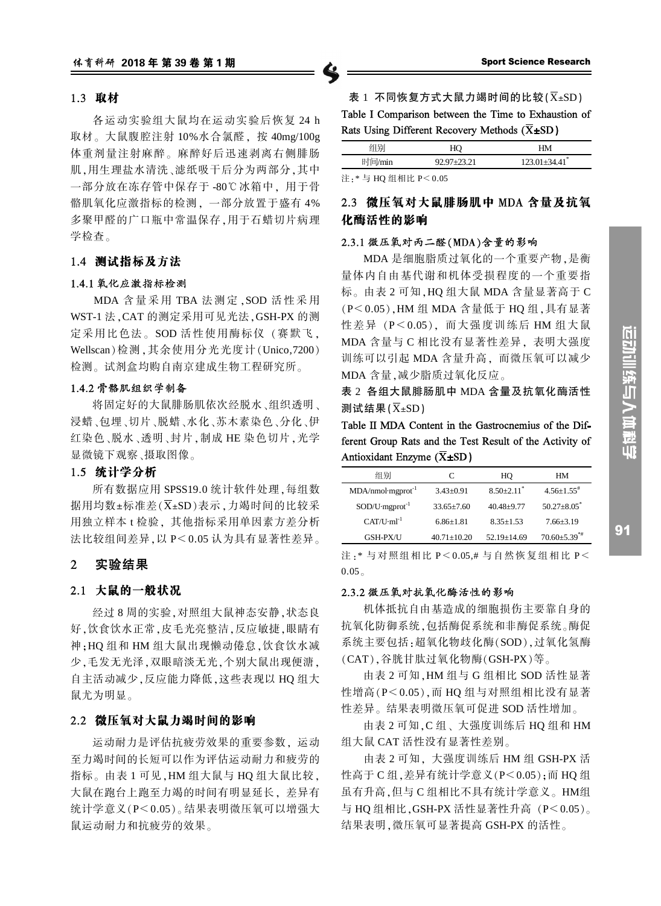### 1.3 取材

各运动实验组大鼠均在运动实验后恢复 24 h 取材。大鼠腹腔注射 10%水合氯醛，按 40mg/100g 体重剂量注射麻醉。麻醉好后迅速剥离右侧腓肠肌，用生理盐水清洗、滤纸吸干后分为两部分，其中一部分放在冻存管中保存于 -80℃冰箱中，用于骨骼肌氧化应激指标的检测，一部分放置于盛有 4%多聚甲醛的广口瓶中常温保存，用于石蜡切片病理学检查。

### 1.4 测试指标及方法

#### 1.4.1 氧化应激指标检测

MDA 含量采用 TBA 法测定，SOD 活性采用 WST-1 法，CAT 的测定采用可见光法，GSH-PX 的测定采用比色法。SOD 活性使用酶标仪（赛默飞，Wellscan）检测，其余使用分光光度计（Unico,7200）检测。试剂盒均购自南京建成生物工程研究所。

#### 1.4.2 骨骼肌组织学制备

将固定好的大鼠腓肠肌依次经脱水、组织透明、浸蜡、包埋、切片、脱蜡、水化、苏木素染色、分化、伊红染色、脱水、透明、封片，制成 HE 染色切片，光学显微镜下观察、摄取图像。

### 1.5 统计学分析

所有数据应用 SPSS19.0 统计软件处理，每组数据用均数±标准差($\overline{X}$±SD)表示，力竭时间的比较采用独立样本 t 检验，其他指标采用单因素方差分析法比较组间差异，以 $P<0.05$ 认为具有显著性差异。

## 2 实验结果

### 2.1 大鼠的一般状况

经过 8 周的实验，对照组大鼠神态安静，状态良好，饮食饮水正常，皮毛光亮整洁，反应敏捷，眼睛有神；HQ 组和 HM 组大鼠出现懒动倦怠，饮食饮水减少，毛发无光泽，双眼暗淡无光，个别大鼠出现便溏，自主活动减少，反应能力降低，这些表现以 HQ 组大鼠尤为明显。

### 2.2 微压氧对大鼠力竭时间的影响

运动耐力是评估抗疲劳效果的重要参数，运动至力竭时间的长短可以作为评估运动耐力和疲劳的指标。由表 1 可见，HM 组大鼠与 HQ 组大鼠比较，大鼠在跑台上跑至力竭的时间有明显延长，差异有统计学意义($P<0.05$)。结果表明微压氧可以增强大鼠运动耐力和抗疲劳的效果。

表 1 不同恢复方式大鼠力竭时间的比较($\overline{X}$±SD)

Table I Comparison between the Time to Exhaustion of Rats Using Different Recovery Methods ($\overline{X}$±SD)

| 组别 | HQ | HM |
|---|---|---|
| 时间/min | 92.97±23.21 | 123.01±34.41* |

注：* 与 HQ 组相比 $P<0.05$

### 2.3 微压氧对大鼠腓肠肌中 MDA 含量及抗氧化酶活性的影响

#### 2.3.1 微压氧对丙二醛(MDA)含量的影响

MDA 是细胞脂质过氧化的一个重要产物，是衡量体内自由基代谢和机体受损程度的一个重要指标。由表 2 可知，HQ 组大鼠 MDA 含量显著高于 C($P<0.05$)，HM 组 MDA 含量低于 HQ 组，具有显著性差异($P<0.05$)，而大强度训练后 HM 组大鼠 MDA 含量与 C 相比没有显著性差异，表明大强度训练可以引起 MDA 含量升高，而微压氧可以减少 MDA 含量，减少脂质过氧化反应。

表 2 各组大鼠腓肠肌中 MDA 含量及抗氧化酶活性测试结果($\overline{X}$±SD)

Table II MDA Content in the Gastrocnemius of the Different Group Rats and the Test Result of the Activity of Antioxidant Enzyme ($\overline{X}$±SD)

| 组别 | C | HQ | HM |
|---|---|---|---|
| MDA/nmol·mgprot$^{-1}$ | 3.43±0.91 | 8.50±2.11* | 4.56±1.55# |
| SOD/U·mgprot$^{-1}$ | 33.65±7.60 | 40.48±9.77 | 50.27±8.05* |
| CAT/U·ml$^{-1}$ | 6.86±1.81 | 8.35±1.53 | 7.66±3.19 |
| GSH-PX/U | 40.71±10.20 | 52.19±14.69 | 70.60±5.39*# |

注：* 与对照组相比 $P<0.05$，# 与自然恢复组相比 $P<0.05$。

#### 2.3.2 微压氧对抗氧化酶活性的影响

机体抵抗自由基造成的细胞损伤主要靠自身的抗氧化防御系统，包括酶促系统和非酶促系统。酶促系统主要包括：超氧化物歧化酶(SOD)，过氧化氢酶(CAT)，谷胱甘肽过氧化物酶(GSH-PX)等。

由表 2 可知，HM 组与 G 组相比 SOD 活性显著性增高($P<0.05$)，而 HQ 组与对照组相比没有显著性差异。结果表明微压氧可促进 SOD 活性增加。

由表 2 可知，C 组、大强度训练后 HQ 组和 HM 组大鼠 CAT 活性没有显著性差别。

由表 2 可知，大强度训练后 HM 组 GSH-PX 活性高于 C 组，差异有统计学意义($P<0.05$)；而 HQ 组虽有升高，但与 C 组相比不具有统计学意义。HM组与 HQ 组相比，GSH-PX 活性显著性升高($P<0.05$)。结果表明，微压氧可显著提高 GSH-PX 的活性。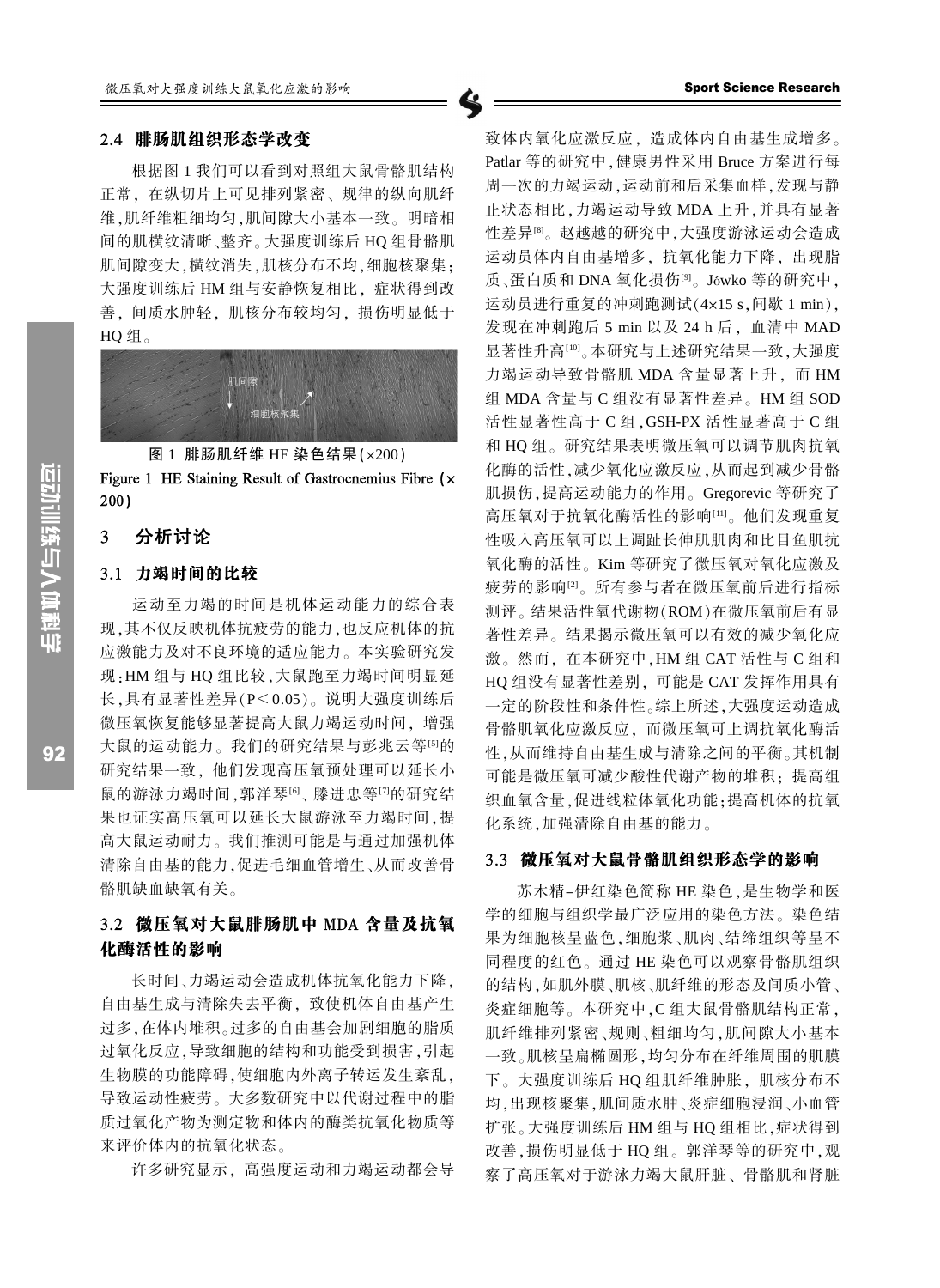### 2.4 腓肠肌组织形态学改变

根据图 1 我们可以看到对照组大鼠骨骼肌结构正常，在纵切片上可见排列紧密、规律的纵向肌纤维，肌纤维粗细均匀，肌间隙大小基本一致。明暗相间的肌横纹清晰、整齐。大强度训练后 HQ 组骨骼肌肌间隙变大，横纹消失，肌核分布不均，细胞核聚集；大强度训练后 HM 组与安静恢复相比，症状得到改善，间质水肿轻，肌核分布较均匀，损伤明显低于 HQ 组。

图 1 腓肠肌纤维 HE 染色结果(×200)

Figure 1 HE Staining Result of Gastrocnemius Fibre (×200)

## 3 分析讨论

### 3.1 力竭时间的比较

运动至力竭的时间是机体运动能力的综合表现，其不仅反映机体抗疲劳的能力，也反应机体的抗应激能力及对不良环境的适应能力。本实验研究发现：HM 组与 HQ 组比较，大鼠跑至力竭时间明显延长，具有显著性差异($P<0.05$)。说明大强度训练后微压氧恢复能够显著提高大鼠力竭运动时间，增强大鼠的运动能力。我们的研究结果与彭兆云等[5]的研究结果一致，他们发现高压氧预处理可以延长小鼠的游泳力竭时间，郭洋琴[6]、滕进忠等[7]的研究结果也证实高压氧可以延长大鼠游泳至力竭时间，提高大鼠运动耐力。我们推测可能是与通过加强机体清除自由基的能力，促进毛细血管增生、从而改善骨骼肌缺血缺氧有关。

### 3.2 微压氧对大鼠腓肠肌中 MDA 含量及抗氧化酶活性的影响

长时间、力竭运动会造成机体抗氧化能力下降，自由基生成与清除失去平衡，致使机体自由基产生过多，在体内堆积。过多的自由基会加剧细胞的脂质过氧化反应，导致细胞的结构和功能受到损害，引起生物膜的功能障碍，使细胞内外离子转运发生紊乱，导致运动性疲劳。大多数研究中以代谢过程中的脂质过氧化产物为测定物和体内的酶类抗氧化物质等来评价体内的抗氧化状态。

许多研究显示，高强度运动和力竭运动都会导致体内氧化应激反应，造成体内自由基生成增多。Patlar 等的研究中，健康男性采用 Bruce 方案进行每周一次的力竭运动，运动前和后采集血样，发现与静止状态相比，力竭运动导致 MDA 上升，并具有显著性差异[8]。赵越越的研究中，大强度游泳运动会造成运动员体内自由基增多，抗氧化能力下降，出现脂质、蛋白质和 DNA 氧化损伤[9]。Jówko 等的研究中，运动员进行重复的冲刺跑测试(4×15 s，间歇 1 min)，发现在冲刺跑后 5 min 以及 24 h 后，血清中 MAD 显著性升高[10]。本研究与上述研究结果一致，大强度力竭运动导致骨骼肌 MDA 含量显著上升，而 HM 组 MDA 含量与 C 组没有显著性差异。HM 组 SOD 活性显著高于 C 组，GSH-PX 活性显著高于 C 组和 HQ 组。研究结果表明微压氧可以调节肌肉抗氧化酶的活性，减少氧化应激反应，从而起到减少骨骼肌损伤，提高运动能力的作用。Gregorevic 等研究了高压氧对于抗氧化酶活性的影响[11]。他们发现重复性吸入高压氧可以上调趾长伸肌肌肉和比目鱼肌抗氧化酶的活性。Kim 等研究了微压氧对氧化应激及疲劳的影响[2]。所有参与者在微压氧前后进行指标测评。结果活性氧代谢物(ROM)在微压氧前后有显著性差异。结果揭示微压氧可以有效的减少氧化应激。然而，在本研究中，HM 组 CAT 活性与 C 组和 HQ 组没有显著性差别，可能是 CAT 发挥作用具有一定的阶段性和条件性。综上所述，大强度运动造成骨骼肌氧化应激反应，而微压氧可上调抗氧化酶活性，从而维持自由基生成与清除之间的平衡。其机制可能是微压氧可减少酸性代谢产物的堆积；提高组织血氧含量，促进线粒体氧化功能；提高机体的抗氧化系统，加强清除自由基的能力。

### 3.3 微压氧对大鼠骨骼肌组织形态学的影响

苏木精-伊红染色简称 HE 染色，是生物学和医学的细胞与组织学最广泛应用的染色方法。染色结果为细胞核呈蓝色，细胞浆、肌肉、结缔组织等呈不同程度的红色。通过 HE 染色可以观察骨骼肌组织的结构，如肌外膜、肌核、肌纤维的形态及间质小管、炎症细胞等。本研究中，C 组大鼠骨骼肌结构正常，肌纤维排列紧密、规则、粗细均匀，肌间隙大小基本一致。肌核呈扁椭圆形，均匀分布在纤维周围的肌膜下。大强度训练后 HQ 组肌纤维肿胀，肌核分布不均，出现核聚集，肌间质水肿、炎症细胞浸润、小血管扩张。大强度训练后 HM 组与 HQ 组相比，症状得到改善，损伤明显低于 HQ 组。郭洋琴等的研究中，观察了高压氧对于游泳力竭大鼠肝脏、骨骼肌和肾脏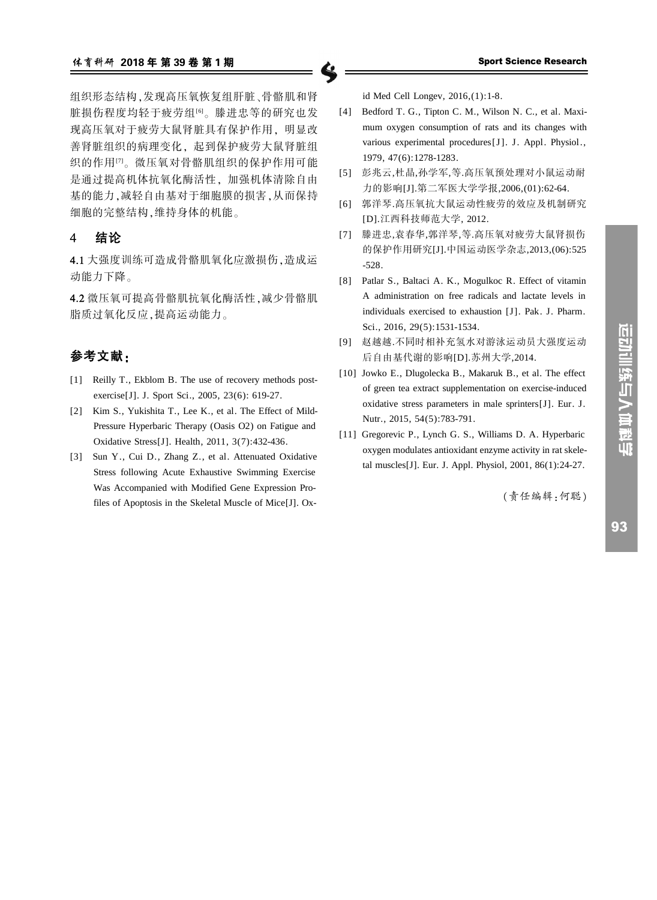组织形态结构,发现高压氧恢复组肝脏、骨骼肌和肾脏损伤程度均轻于疲劳组[6]。滕进忠等的研究也发现高压氧对于疲劳大鼠肾脏具有保护作用，明显改善肾脏组织的病理变化，起到保护疲劳大鼠肾脏组织的作用[7]。微压氧对骨骼肌组织的保护作用可能是通过提高机体抗氧化酶活性，加强机体清除自由基的能力,减轻自由基对于细胞膜的损害,从而保持细胞的完整结构,维持身体的机能。

## 4 结论

4.1 大强度训练可造成骨骼肌氧化应激损伤,造成运动能力下降。

4.2 微压氧可提高骨骼肌抗氧化酶活性,减少骨骼肌脂质过氧化反应,提高运动能力。

## 参考文献:

[1] Reilly T., Ekblom B. The use of recovery methods post-exercise[J]. J. Sport Sci., 2005, 23(6): 619-27.

[2] Kim S., Yukishita T., Lee K., et al. The Effect of Mild-Pressure Hyperbaric Therapy (Oasis O2) on Fatigue and Oxidative Stress[J]. Health, 2011, 3(7):432-436.

[3] Sun Y., Cui D., Zhang Z., et al. Attenuated Oxidative Stress following Acute Exhaustive Swimming Exercise Was Accompanied with Modified Gene Expression Profiles of Apoptosis in the Skeletal Muscle of Mice[J]. Oxid Med Cell Longev, 2016,(1):1-8.

[4] Bedford T. G., Tipton C. M., Wilson N. C., et al. Maximum oxygen consumption of rats and its changes with various experimental procedures[J]. J. Appl. Physiol., 1979, 47(6):1278-1283.

[5] 彭兆云,杜晶,孙学军,等.高压氧预处理对小鼠运动耐力的影响[J].第二军医大学学报,2006,(01):62-64.

[6] 郭洋琴.高压氧抗大鼠运动性疲劳的效应及机制研究[D].江西科技师范大学, 2012.

[7] 滕进忠,袁春华,郭洋琴,等.高压氧对疲劳大鼠肾损伤的保护作用研究[J].中国运动医学杂志,2013,(06):525-528.

[8] Patlar S., Baltaci A. K., Mogulkoc R. Effect of vitamin A administration on free radicals and lactate levels in individuals exercised to exhaustion [J]. Pak. J. Pharm. Sci., 2016, 29(5):1531-1534.

[9] 赵越越.不同时相补充氢水对游泳运动员大强度运动后自由基代谢的影响[D].苏州大学,2014.

[10] Jowko E., Dlugolecka B., Makaruk B., et al. The effect of green tea extract supplementation on exercise-induced oxidative stress parameters in male sprinters[J]. Eur. J. Nutr., 2015, 54(5):783-791.

[11] Gregorevic P., Lynch G. S., Williams D. A. Hyperbaric oxygen modulates antioxidant enzyme activity in rat skeletal muscles[J]. Eur. J. Appl. Physiol, 2001, 86(1):24-27.

(责任编辑:何聪)